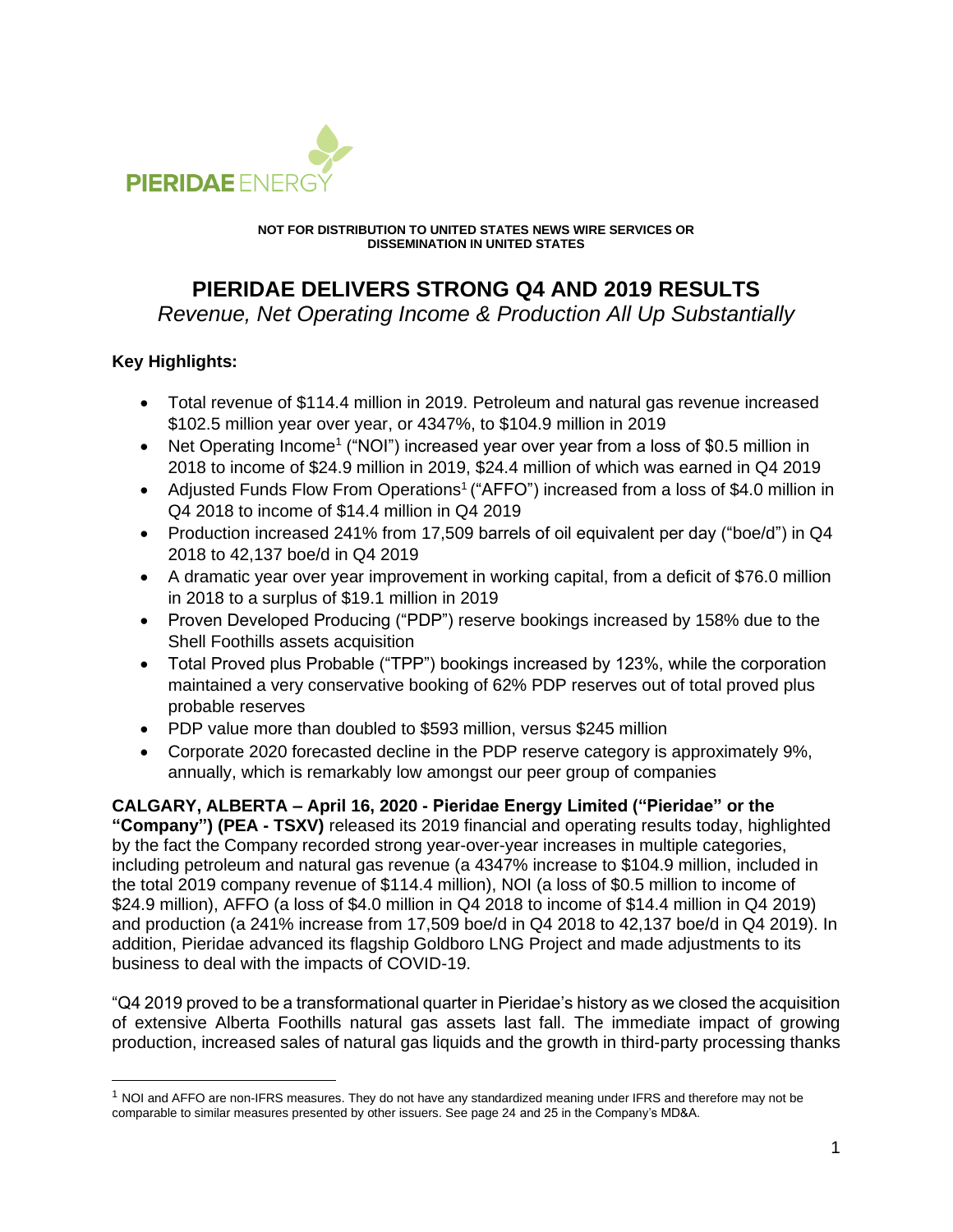PIERIDAE ENERGY

**NOT FOR DISTRIBUTION TO UNITED STATES NEWS WIRE SERVICES OR DISSEMINATION IN UNITED STATES**

# PIERIDAE DELIVERS STRONG Q4 AND 2019 RESULTS

*Revenue, Net Operating Income & Production All Up Substantially*

**Key Highlights:**

- Total revenue of $114.4 million in 2019. Petroleum and natural gas revenue increased $102.5 million year over year, or 4347%, to $104.9 million in 2019
- Net Operating Income[1] ("NOI") increased year over year from a loss of $0.5 million in 2018 to income of $24.9 million in 2019, $24.4 million of which was earned in Q4 2019
- Adjusted Funds Flow From Operations[1] ("AFFO") increased from a loss of $4.0 million in Q4 2018 to income of $14.4 million in Q4 2019
- Production increased 241% from 17,509 barrels of oil equivalent per day ("boe/d") in Q4 2018 to 42,137 boe/d in Q4 2019
- A dramatic year over year improvement in working capital, from a deficit of $76.0 million in 2018 to a surplus of $19.1 million in 2019
- Proven Developed Producing ("PDP") reserve bookings increased by 158% due to the Shell Foothills assets acquisition
- Total Proved plus Probable ("TPP") bookings increased by 123%, while the corporation maintained a very conservative booking of 62% PDP reserves out of total proved plus probable reserves
- PDP value more than doubled to $593 million, versus $245 million
- Corporate 2020 forecasted decline in the PDP reserve category is approximately 9%, annually, which is remarkably low amongst our peer group of companies

**CALGARY, ALBERTA – April 16, 2020 - Pieridae Energy Limited ("Pieridae" or the "Company") (PEA - TSXV)** released its 2019 financial and operating results today, highlighted by the fact the Company recorded strong year-over-year increases in multiple categories, including petroleum and natural gas revenue (a 4347% increase to $104.9 million, included in the total 2019 company revenue of $114.4 million), NOI (a loss of $0.5 million to income of $24.9 million), AFFO (a loss of $4.0 million in Q4 2018 to income of $14.4 million in Q4 2019) and production (a 241% increase from 17,509 boe/d in Q4 2018 to 42,137 boe/d in Q4 2019). In addition, Pieridae advanced its flagship Goldboro LNG Project and made adjustments to its business to deal with the impacts of COVID-19.

"Q4 2019 proved to be a transformational quarter in Pieridae's history as we closed the acquisition of extensive Alberta Foothills natural gas assets last fall. The immediate impact of growing production, increased sales of natural gas liquids and the growth in third-party processing thanks

[1] NOI and AFFO are non-IFRS measures. They do not have any standardized meaning under IFRS and therefore may not be comparable to similar measures presented by other issuers. See page 24 and 25 in the Company's MD&A.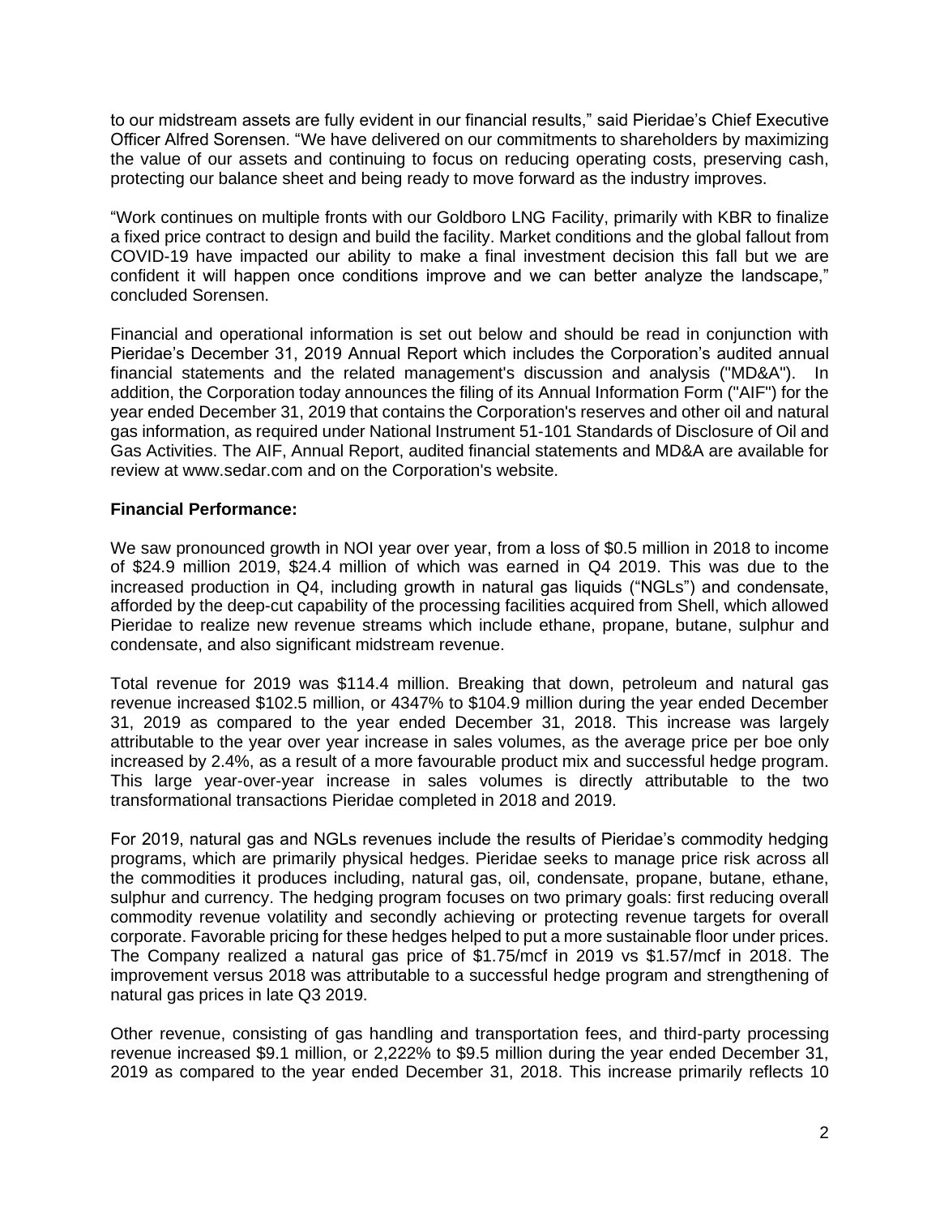to our midstream assets are fully evident in our financial results," said Pieridae's Chief Executive Officer Alfred Sorensen. "We have delivered on our commitments to shareholders by maximizing the value of our assets and continuing to focus on reducing operating costs, preserving cash, protecting our balance sheet and being ready to move forward as the industry improves.

"Work continues on multiple fronts with our Goldboro LNG Facility, primarily with KBR to finalize a fixed price contract to design and build the facility. Market conditions and the global fallout from COVID-19 have impacted our ability to make a final investment decision this fall but we are confident it will happen once conditions improve and we can better analyze the landscape," concluded Sorensen.

Financial and operational information is set out below and should be read in conjunction with Pieridae's December 31, 2019 Annual Report which includes the Corporation's audited annual financial statements and the related management's discussion and analysis ("MD&A"). In addition, the Corporation today announces the filing of its Annual Information Form ("AIF") for the year ended December 31, 2019 that contains the Corporation's reserves and other oil and natural gas information, as required under National Instrument 51-101 Standards of Disclosure of Oil and Gas Activities. The AIF, Annual Report, audited financial statements and MD&A are available for review at www.sedar.com and on the Corporation's website.

**Financial Performance:**

We saw pronounced growth in NOI year over year, from a loss of $0.5 million in 2018 to income of $24.9 million 2019, $24.4 million of which was earned in Q4 2019. This was due to the increased production in Q4, including growth in natural gas liquids ("NGLs") and condensate, afforded by the deep-cut capability of the processing facilities acquired from Shell, which allowed Pieridae to realize new revenue streams which include ethane, propane, butane, sulphur and condensate, and also significant midstream revenue.

Total revenue for 2019 was $114.4 million. Breaking that down, petroleum and natural gas revenue increased $102.5 million, or 4347% to $104.9 million during the year ended December 31, 2019 as compared to the year ended December 31, 2018. This increase was largely attributable to the year over year increase in sales volumes, as the average price per boe only increased by 2.4%, as a result of a more favourable product mix and successful hedge program. This large year-over-year increase in sales volumes is directly attributable to the two transformational transactions Pieridae completed in 2018 and 2019.

For 2019, natural gas and NGLs revenues include the results of Pieridae's commodity hedging programs, which are primarily physical hedges. Pieridae seeks to manage price risk across all the commodities it produces including, natural gas, oil, condensate, propane, butane, ethane, sulphur and currency. The hedging program focuses on two primary goals: first reducing overall commodity revenue volatility and secondly achieving or protecting revenue targets for overall corporate. Favorable pricing for these hedges helped to put a more sustainable floor under prices. The Company realized a natural gas price of $1.75/mcf in 2019 vs $1.57/mcf in 2018. The improvement versus 2018 was attributable to a successful hedge program and strengthening of natural gas prices in late Q3 2019.

Other revenue, consisting of gas handling and transportation fees, and third-party processing revenue increased $9.1 million, or 2,222% to $9.5 million during the year ended December 31, 2019 as compared to the year ended December 31, 2018. This increase primarily reflects 10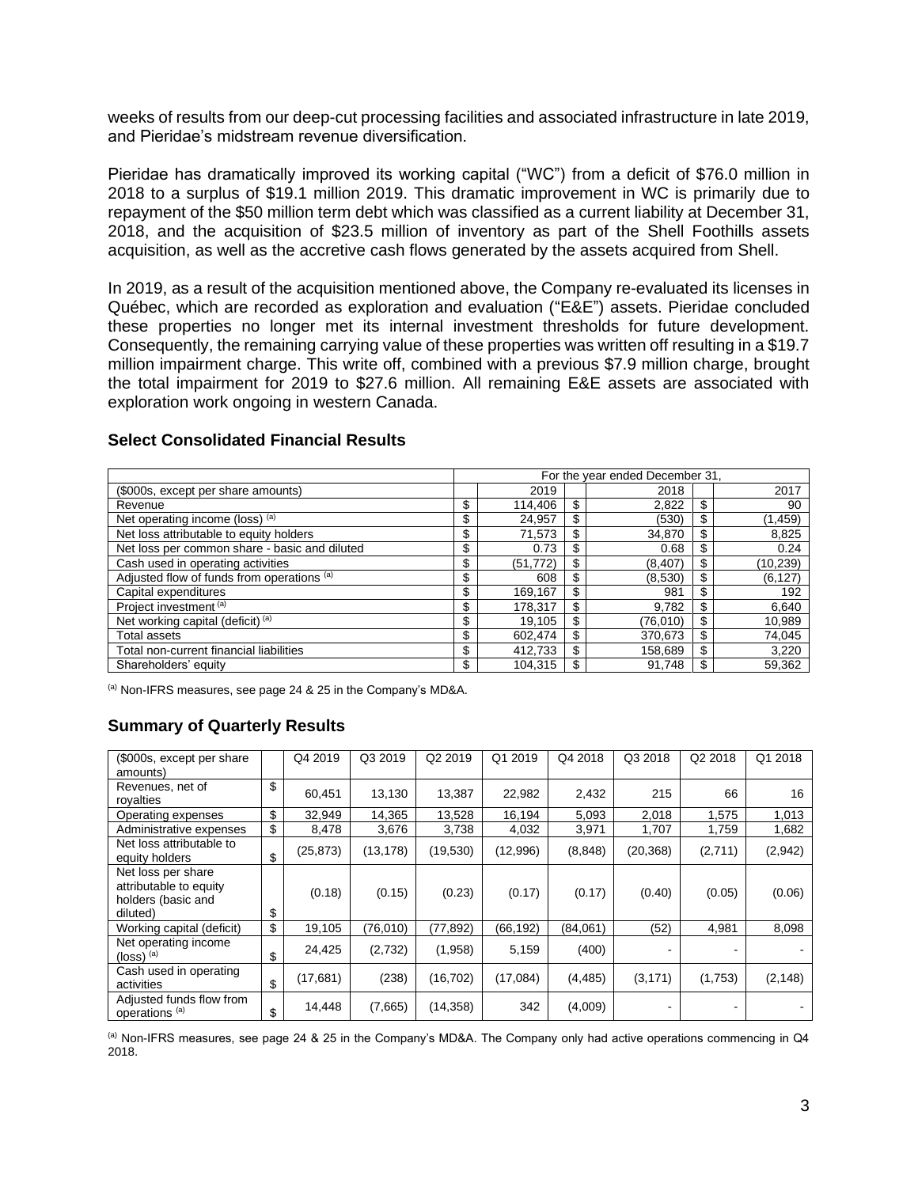weeks of results from our deep-cut processing facilities and associated infrastructure in late 2019, and Pieridae's midstream revenue diversification.

Pieridae has dramatically improved its working capital ("WC") from a deficit of $76.0 million in 2018 to a surplus of $19.1 million 2019. This dramatic improvement in WC is primarily due to repayment of the $50 million term debt which was classified as a current liability at December 31, 2018, and the acquisition of $23.5 million of inventory as part of the Shell Foothills assets acquisition, as well as the accretive cash flows generated by the assets acquired from Shell.

In 2019, as a result of the acquisition mentioned above, the Company re-evaluated its licenses in Québec, which are recorded as exploration and evaluation ("E&E") assets. Pieridae concluded these properties no longer met its internal investment thresholds for future development. Consequently, the remaining carrying value of these properties was written off resulting in a $19.7 million impairment charge. This write off, combined with a previous $7.9 million charge, brought the total impairment for 2019 to $27.6 million. All remaining E&E assets are associated with exploration work ongoing in western Canada.

## Select Consolidated Financial Results

| | For the year ended December 31, | | | | | |
|---|---|---|---|---|---|---|
| ($000s, except per share amounts) | | 2019 | | 2018 | | 2017 |
| Revenue | $ | 114,406 | $ | 2,822 | $ | 90 |
| Net operating income (loss) [(a)] | $ | 24,957 | $ | (530) | $ | (1,459) |
| Net loss attributable to equity holders | $ | 71,573 | $ | 34,870 | $ | 8,825 |
| Net loss per common share - basic and diluted | $ | 0.73 | $ | 0.68 | $ | 0.24 |
| Cash used in operating activities | $ | (51,772) | $ | (8,407) | $ | (10,239) |
| Adjusted flow of funds from operations [(a)] | $ | 608 | $ | (8,530) | $ | (6,127) |
| Capital expenditures | $ | 169,167 | $ | 981 | $ | 192 |
| Project investment [(a)] | $ | 178,317 | $ | 9,782 | $ | 6,640 |
| Net working capital (deficit) [(a)] | $ | 19,105 | $ | (76,010) | $ | 10,989 |
| Total assets | $ | 602,474 | $ | 370,673 | $ | 74,045 |
| Total non-current financial liabilities | $ | 412,733 | $ | 158,689 | $ | 3,220 |
| Shareholders' equity | $ | 104,315 | $ | 91,748 | $ | 59,362 |

[(a)] Non-IFRS measures, see page 24 & 25 in the Company's MD&A.

## Summary of Quarterly Results

| ($000s, except per share amounts) | | Q4 2019 | Q3 2019 | Q2 2019 | Q1 2019 | Q4 2018 | Q3 2018 | Q2 2018 | Q1 2018 |
|---|---|---|---|---|---|---|---|---|---|
| Revenues, net of royalties | $ | 60,451 | 13,130 | 13,387 | 22,982 | 2,432 | 215 | 66 | 16 |
| Operating expenses | $ | 32,949 | 14,365 | 13,528 | 16,194 | 5,093 | 2,018 | 1,575 | 1,013 |
| Administrative expenses | $ | 8,478 | 3,676 | 3,738 | 4,032 | 3,971 | 1,707 | 1,759 | 1,682 |
| Net loss attributable to equity holders | $ | (25,873) | (13,178) | (19,530) | (12,996) | (8,848) | (20,368) | (2,711) | (2,942) |
| Net loss per share attributable to equity holders (basic and diluted) | $ | (0.18) | (0.15) | (0.23) | (0.17) | (0.17) | (0.40) | (0.05) | (0.06) |
| Working capital (deficit) | $ | 19,105 | (76,010) | (77,892) | (66,192) | (84,061) | (52) | 4,981 | 8,098 |
| Net operating income (loss) [(a)] | $ | 24,425 | (2,732) | (1,958) | 5,159 | (400) | - | - | - |
| Cash used in operating activities | $ | (17,681) | (238) | (16,702) | (17,084) | (4,485) | (3,171) | (1,753) | (2,148) |
| Adjusted funds flow from operations [(a)] | $ | 14,448 | (7,665) | (14,358) | 342 | (4,009) | - | - | - |

[(a)] Non-IFRS measures, see page 24 & 25 in the Company's MD&A. The Company only had active operations commencing in Q4 2018.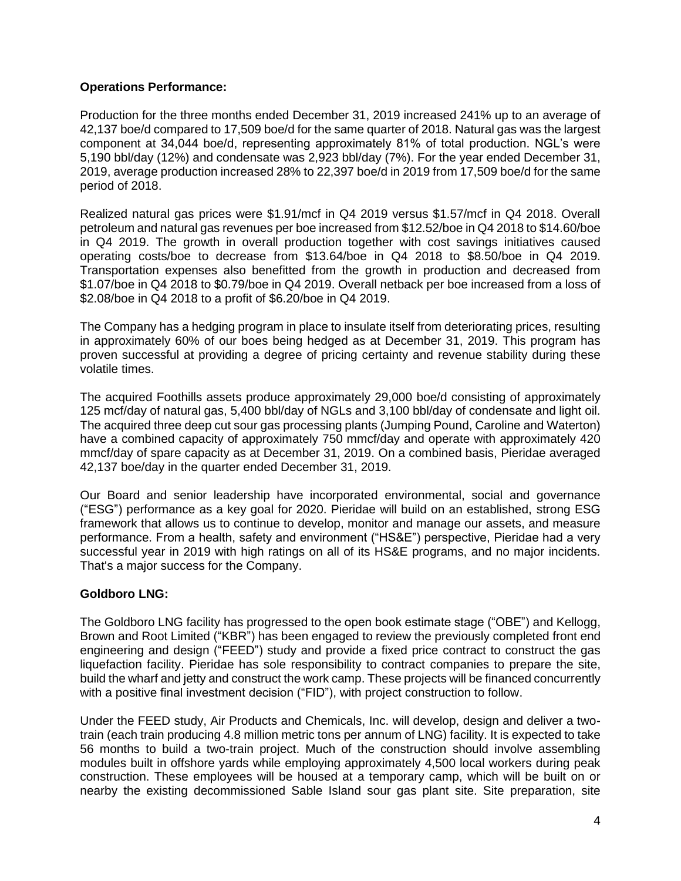**Operations Performance:**

Production for the three months ended December 31, 2019 increased 241% up to an average of 42,137 boe/d compared to 17,509 boe/d for the same quarter of 2018. Natural gas was the largest component at 34,044 boe/d, representing approximately 81% of total production. NGL's were 5,190 bbl/day (12%) and condensate was 2,923 bbl/day (7%). For the year ended December 31, 2019, average production increased 28% to 22,397 boe/d in 2019 from 17,509 boe/d for the same period of 2018.

Realized natural gas prices were $1.91/mcf in Q4 2019 versus $1.57/mcf in Q4 2018. Overall petroleum and natural gas revenues per boe increased from $12.52/boe in Q4 2018 to $14.60/boe in Q4 2019. The growth in overall production together with cost savings initiatives caused operating costs/boe to decrease from $13.64/boe in Q4 2018 to $8.50/boe in Q4 2019. Transportation expenses also benefitted from the growth in production and decreased from $1.07/boe in Q4 2018 to $0.79/boe in Q4 2019. Overall netback per boe increased from a loss of $2.08/boe in Q4 2018 to a profit of $6.20/boe in Q4 2019.

The Company has a hedging program in place to insulate itself from deteriorating prices, resulting in approximately 60% of our boes being hedged as at December 31, 2019. This program has proven successful at providing a degree of pricing certainty and revenue stability during these volatile times.

The acquired Foothills assets produce approximately 29,000 boe/d consisting of approximately 125 mcf/day of natural gas, 5,400 bbl/day of NGLs and 3,100 bbl/day of condensate and light oil. The acquired three deep cut sour gas processing plants (Jumping Pound, Caroline and Waterton) have a combined capacity of approximately 750 mmcf/day and operate with approximately 420 mmcf/day of spare capacity as at December 31, 2019. On a combined basis, Pieridae averaged 42,137 boe/day in the quarter ended December 31, 2019.

Our Board and senior leadership have incorporated environmental, social and governance ("ESG") performance as a key goal for 2020. Pieridae will build on an established, strong ESG framework that allows us to continue to develop, monitor and manage our assets, and measure performance. From a health, safety and environment ("HS&E") perspective, Pieridae had a very successful year in 2019 with high ratings on all of its HS&E programs, and no major incidents. That's a major success for the Company.

**Goldboro LNG:**

The Goldboro LNG facility has progressed to the open book estimate stage ("OBE") and Kellogg, Brown and Root Limited ("KBR") has been engaged to review the previously completed front end engineering and design ("FEED") study and provide a fixed price contract to construct the gas liquefaction facility. Pieridae has sole responsibility to contract companies to prepare the site, build the wharf and jetty and construct the work camp. These projects will be financed concurrently with a positive final investment decision ("FID"), with project construction to follow.

Under the FEED study, Air Products and Chemicals, Inc. will develop, design and deliver a two-train (each train producing 4.8 million metric tons per annum of LNG) facility. It is expected to take 56 months to build a two-train project. Much of the construction should involve assembling modules built in offshore yards while employing approximately 4,500 local workers during peak construction. These employees will be housed at a temporary camp, which will be built on or nearby the existing decommissioned Sable Island sour gas plant site. Site preparation, site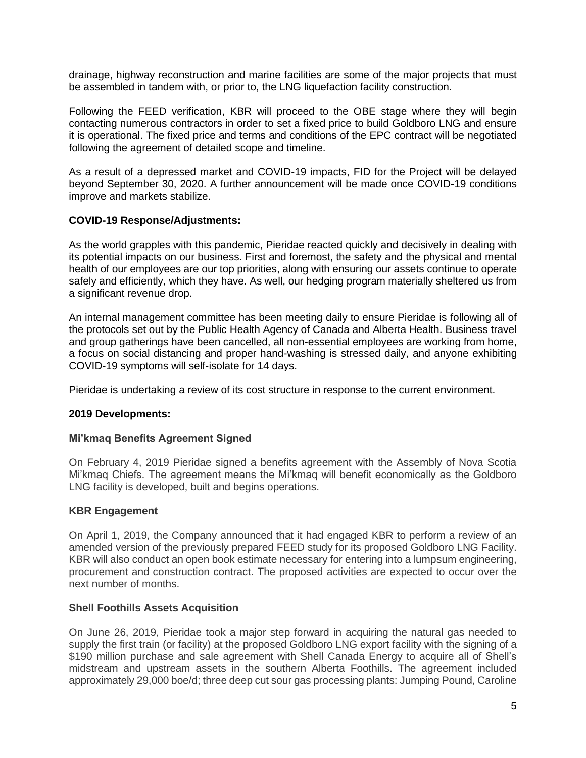drainage, highway reconstruction and marine facilities are some of the major projects that must be assembled in tandem with, or prior to, the LNG liquefaction facility construction.

Following the FEED verification, KBR will proceed to the OBE stage where they will begin contacting numerous contractors in order to set a fixed price to build Goldboro LNG and ensure it is operational. The fixed price and terms and conditions of the EPC contract will be negotiated following the agreement of detailed scope and timeline.

As a result of a depressed market and COVID-19 impacts, FID for the Project will be delayed beyond September 30, 2020. A further announcement will be made once COVID-19 conditions improve and markets stabilize.

**COVID-19 Response/Adjustments:**

As the world grapples with this pandemic, Pieridae reacted quickly and decisively in dealing with its potential impacts on our business. First and foremost, the safety and the physical and mental health of our employees are our top priorities, along with ensuring our assets continue to operate safely and efficiently, which they have. As well, our hedging program materially sheltered us from a significant revenue drop.

An internal management committee has been meeting daily to ensure Pieridae is following all of the protocols set out by the Public Health Agency of Canada and Alberta Health. Business travel and group gatherings have been cancelled, all non-essential employees are working from home, a focus on social distancing and proper hand-washing is stressed daily, and anyone exhibiting COVID-19 symptoms will self-isolate for 14 days.

Pieridae is undertaking a review of its cost structure in response to the current environment.

**2019 Developments:**

**Mi'kmaq Benefits Agreement Signed**

On February 4, 2019 Pieridae signed a benefits agreement with the Assembly of Nova Scotia Mi'kmaq Chiefs. The agreement means the Mi'kmaq will benefit economically as the Goldboro LNG facility is developed, built and begins operations.

**KBR Engagement**

On April 1, 2019, the Company announced that it had engaged KBR to perform a review of an amended version of the previously prepared FEED study for its proposed Goldboro LNG Facility. KBR will also conduct an open book estimate necessary for entering into a lumpsum engineering, procurement and construction contract. The proposed activities are expected to occur over the next number of months.

**Shell Foothills Assets Acquisition**

On June 26, 2019, Pieridae took a major step forward in acquiring the natural gas needed to supply the first train (or facility) at the proposed Goldboro LNG export facility with the signing of a \$190 million purchase and sale agreement with Shell Canada Energy to acquire all of Shell's midstream and upstream assets in the southern Alberta Foothills. The agreement included approximately 29,000 boe/d; three deep cut sour gas processing plants: Jumping Pound, Caroline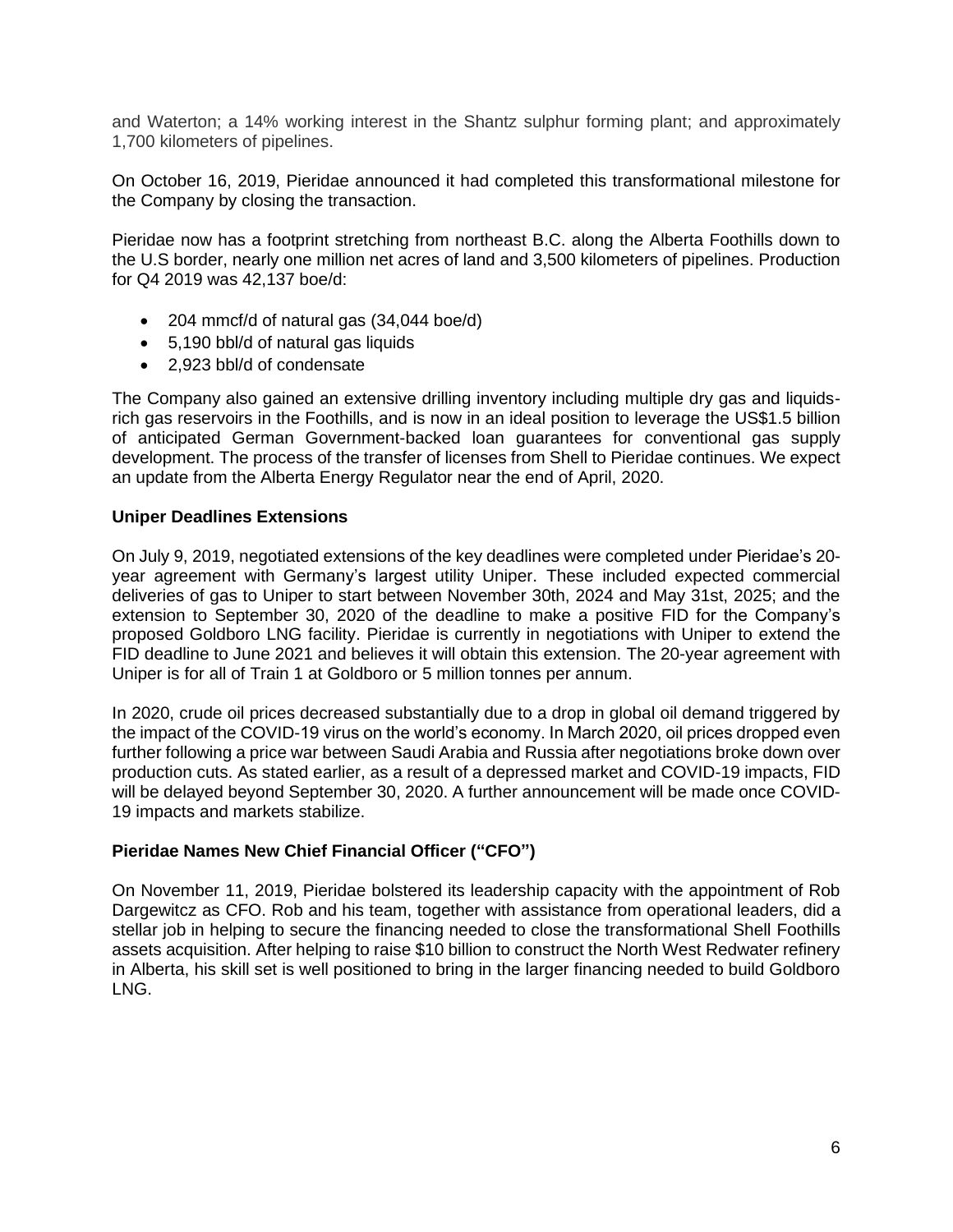and Waterton; a 14% working interest in the Shantz sulphur forming plant; and approximately 1,700 kilometers of pipelines.

On October 16, 2019, Pieridae announced it had completed this transformational milestone for the Company by closing the transaction.

Pieridae now has a footprint stretching from northeast B.C. along the Alberta Foothills down to the U.S border, nearly one million net acres of land and 3,500 kilometers of pipelines. Production for Q4 2019 was 42,137 boe/d:

- 204 mmcf/d of natural gas (34,044 boe/d)
- 5,190 bbl/d of natural gas liquids
- 2,923 bbl/d of condensate

The Company also gained an extensive drilling inventory including multiple dry gas and liquids-rich gas reservoirs in the Foothills, and is now in an ideal position to leverage the US$1.5 billion of anticipated German Government-backed loan guarantees for conventional gas supply development. The process of the transfer of licenses from Shell to Pieridae continues. We expect an update from the Alberta Energy Regulator near the end of April, 2020.

**Uniper Deadlines Extensions**

On July 9, 2019, negotiated extensions of the key deadlines were completed under Pieridae's 20-year agreement with Germany's largest utility Uniper. These included expected commercial deliveries of gas to Uniper to start between November 30th, 2024 and May 31st, 2025; and the extension to September 30, 2020 of the deadline to make a positive FID for the Company's proposed Goldboro LNG facility. Pieridae is currently in negotiations with Uniper to extend the FID deadline to June 2021 and believes it will obtain this extension. The 20-year agreement with Uniper is for all of Train 1 at Goldboro or 5 million tonnes per annum.

In 2020, crude oil prices decreased substantially due to a drop in global oil demand triggered by the impact of the COVID-19 virus on the world's economy. In March 2020, oil prices dropped even further following a price war between Saudi Arabia and Russia after negotiations broke down over production cuts. As stated earlier, as a result of a depressed market and COVID-19 impacts, FID will be delayed beyond September 30, 2020. A further announcement will be made once COVID-19 impacts and markets stabilize.

**Pieridae Names New Chief Financial Officer ("CFO")**

On November 11, 2019, Pieridae bolstered its leadership capacity with the appointment of Rob Dargewitcz as CFO. Rob and his team, together with assistance from operational leaders, did a stellar job in helping to secure the financing needed to close the transformational Shell Foothills assets acquisition. After helping to raise $10 billion to construct the North West Redwater refinery in Alberta, his skill set is well positioned to bring in the larger financing needed to build Goldboro LNG.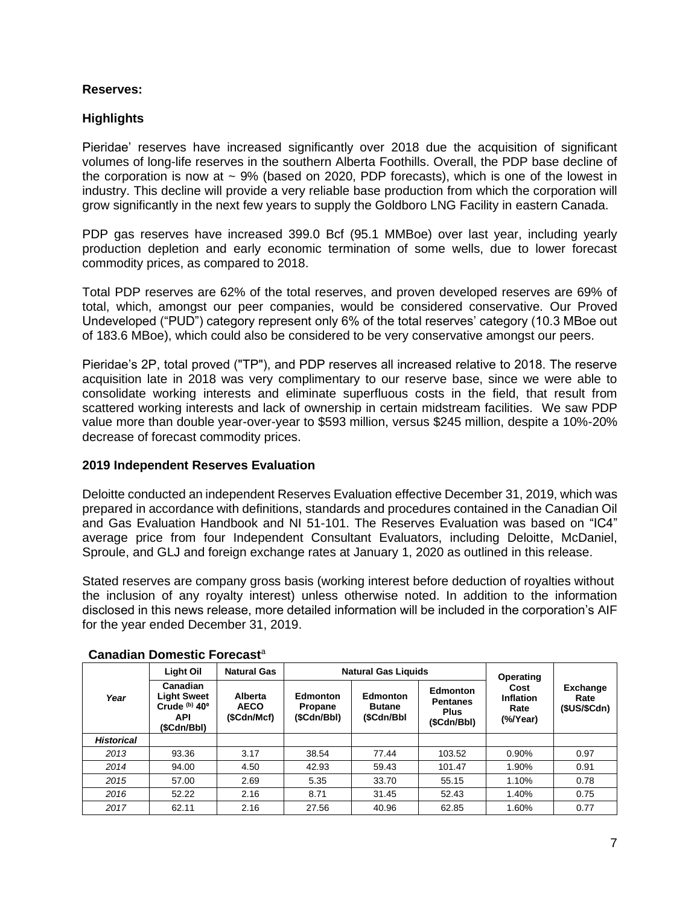**Reserves:**

**Highlights**

Pieridae' reserves have increased significantly over 2018 due the acquisition of significant volumes of long-life reserves in the southern Alberta Foothills. Overall, the PDP base decline of the corporation is now at ~ 9% (based on 2020, PDP forecasts), which is one of the lowest in industry. This decline will provide a very reliable base production from which the corporation will grow significantly in the next few years to supply the Goldboro LNG Facility in eastern Canada.

PDP gas reserves have increased 399.0 Bcf (95.1 MMBoe) over last year, including yearly production depletion and early economic termination of some wells, due to lower forecast commodity prices, as compared to 2018.

Total PDP reserves are 62% of the total reserves, and proven developed reserves are 69% of total, which, amongst our peer companies, would be considered conservative. Our Proved Undeveloped ("PUD") category represent only 6% of the total reserves' category (10.3 MBoe out of 183.6 MBoe), which could also be considered to be very conservative amongst our peers.

Pieridae's 2P, total proved ("TP"), and PDP reserves all increased relative to 2018. The reserve acquisition late in 2018 was very complimentary to our reserve base, since we were able to consolidate working interests and eliminate superfluous costs in the field, that result from scattered working interests and lack of ownership in certain midstream facilities. We saw PDP value more than double year-over-year to $593 million, versus $245 million, despite a 10%-20% decrease of forecast commodity prices.

**2019 Independent Reserves Evaluation**

Deloitte conducted an independent Reserves Evaluation effective December 31, 2019, which was prepared in accordance with definitions, standards and procedures contained in the Canadian Oil and Gas Evaluation Handbook and NI 51-101. The Reserves Evaluation was based on "IC4" average price from four Independent Consultant Evaluators, including Deloitte, McDaniel, Sproule, and GLJ and foreign exchange rates at January 1, 2020 as outlined in this release.

Stated reserves are company gross basis (working interest before deduction of royalties without the inclusion of any royalty interest) unless otherwise noted. In addition to the information disclosed in this news release, more detailed information will be included in the corporation's AIF for the year ended December 31, 2019.

**Canadian Domestic Forecast**[a]

| | Light Oil | Natural Gas | Natural Gas Liquids | | | Operating Cost Inflation Rate (%/Year) | Exchange Rate ($US/$Cdn) |
|---|---|---|---|---|---|---|---|
| *Year* | Canadian Light Sweet Crude [(b)] 40° API ($Cdn/Bbl) | Alberta AECO ($Cdn/Mcf) | Edmonton Propane ($Cdn/Bbl) | Edmonton Butane ($Cdn/Bbl | Edmonton Pentanes Plus ($Cdn/Bbl) | | |
| ***Historical*** | | | | | | | |
| *2013* | 93.36 | 3.17 | 38.54 | 77.44 | 103.52 | 0.90% | 0.97 |
| *2014* | 94.00 | 4.50 | 42.93 | 59.43 | 101.47 | 1.90% | 0.91 |
| *2015* | 57.00 | 2.69 | 5.35 | 33.70 | 55.15 | 1.10% | 0.78 |
| *2016* | 52.22 | 2.16 | 8.71 | 31.45 | 52.43 | 1.40% | 0.75 |
| *2017* | 62.11 | 2.16 | 27.56 | 40.96 | 62.85 | 1.60% | 0.77 |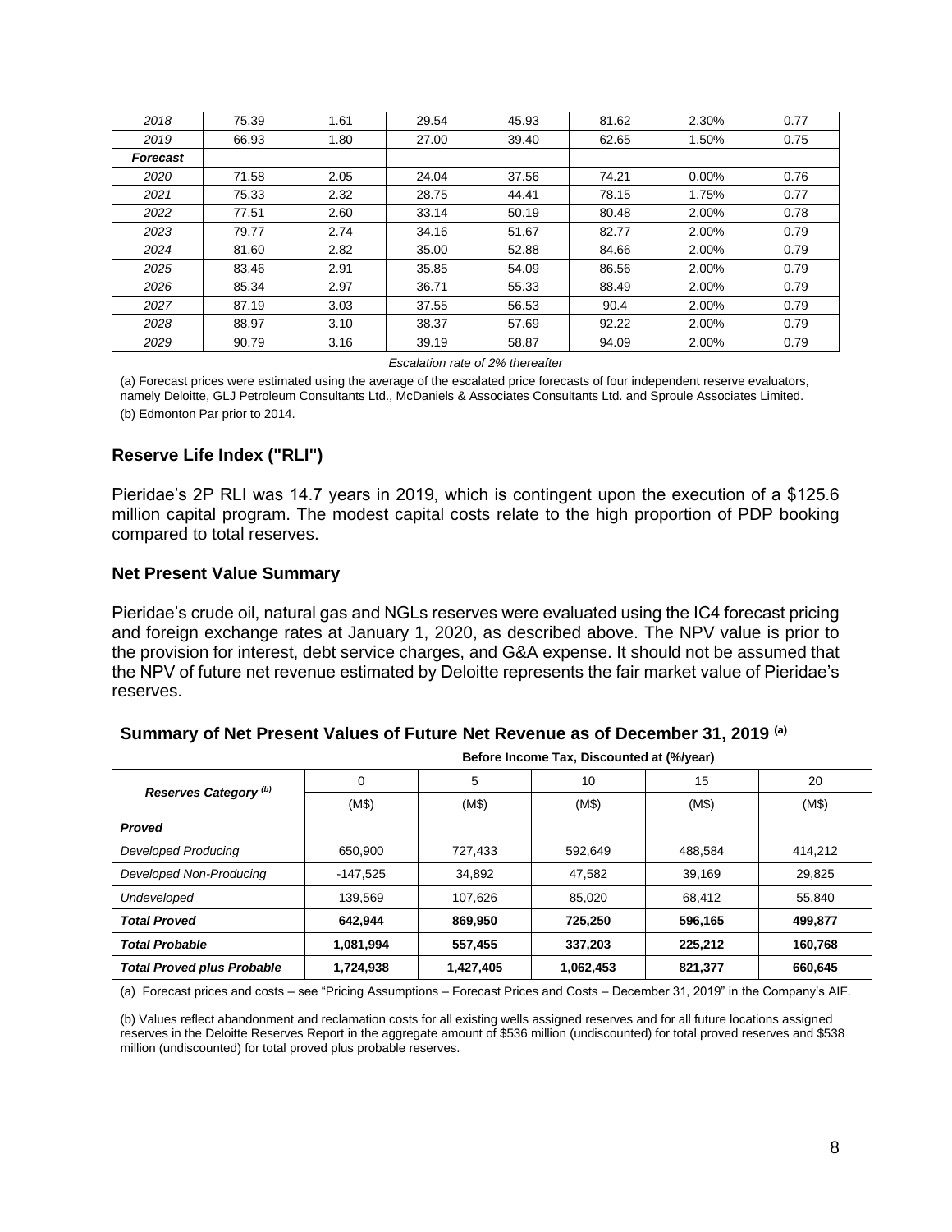| 2018 | 75.39 | 1.61 | 29.54 | 45.93 | 81.62 | 2.30% | 0.77 |
|---|---|---|---|---|---|---|---|
| 2019 | 66.93 | 1.80 | 27.00 | 39.40 | 62.65 | 1.50% | 0.75 |
| ***Forecast*** | | | | | | | |
| *2020* | 71.58 | 2.05 | 24.04 | 37.56 | 74.21 | 0.00% | 0.76 |
| *2021* | 75.33 | 2.32 | 28.75 | 44.41 | 78.15 | 1.75% | 0.77 |
| *2022* | 77.51 | 2.60 | 33.14 | 50.19 | 80.48 | 2.00% | 0.78 |
| *2023* | 79.77 | 2.74 | 34.16 | 51.67 | 82.77 | 2.00% | 0.79 |
| *2024* | 81.60 | 2.82 | 35.00 | 52.88 | 84.66 | 2.00% | 0.79 |
| *2025* | 83.46 | 2.91 | 35.85 | 54.09 | 86.56 | 2.00% | 0.79 |
| *2026* | 85.34 | 2.97 | 36.71 | 55.33 | 88.49 | 2.00% | 0.79 |
| *2027* | 87.19 | 3.03 | 37.55 | 56.53 | 90.4 | 2.00% | 0.79 |
| *2028* | 88.97 | 3.10 | 38.37 | 57.69 | 92.22 | 2.00% | 0.79 |
| *2029* | 90.79 | 3.16 | 39.19 | 58.87 | 94.09 | 2.00% | 0.79 |

*Escalation rate of 2% thereafter*

(a) Forecast prices were estimated using the average of the escalated price forecasts of four independent reserve evaluators, namely Deloitte, GLJ Petroleum Consultants Ltd., McDaniels & Associates Consultants Ltd. and Sproule Associates Limited.

(b) Edmonton Par prior to 2014.

### Reserve Life Index ("RLI")

Pieridae's 2P RLI was 14.7 years in 2019, which is contingent upon the execution of a $125.6 million capital program. The modest capital costs relate to the high proportion of PDP booking compared to total reserves.

### Net Present Value Summary

Pieridae's crude oil, natural gas and NGLs reserves were evaluated using the IC4 forecast pricing and foreign exchange rates at January 1, 2020, as described above. The NPV value is prior to the provision for interest, debt service charges, and G&A expense. It should not be assumed that the NPV of future net revenue estimated by Deloitte represents the fair market value of Pieridae's reserves.

### Summary of Net Present Values of Future Net Revenue as of December 31, 2019 [(a)]

| | Before Income Tax, Discounted at (%/year) | | | | |
|---|---|---|---|---|---|
| ***Reserves Category [(b)]*** | 0 | 5 | 10 | 15 | 20 |
| | (M$) | (M$) | (M$) | (M$) | (M$) |
| ***Proved*** | | | | | |
| *Developed Producing* | 650,900 | 727,433 | 592,649 | 488,584 | 414,212 |
| *Developed Non-Producing* | -147,525 | 34,892 | 47,582 | 39,169 | 29,825 |
| *Undeveloped* | 139,569 | 107,626 | 85,020 | 68,412 | 55,840 |
| ***Total Proved*** | **642,944** | **869,950** | **725,250** | **596,165** | **499,877** |
| ***Total Probable*** | **1,081,994** | **557,455** | **337,203** | **225,212** | **160,768** |
| ***Total Proved plus Probable*** | **1,724,938** | **1,427,405** | **1,062,453** | **821,377** | **660,645** |

(a) Forecast prices and costs – see "Pricing Assumptions – Forecast Prices and Costs – December 31, 2019" in the Company's AIF.

(b) Values reflect abandonment and reclamation costs for all existing wells assigned reserves and for all future locations assigned reserves in the Deloitte Reserves Report in the aggregate amount of $536 million (undiscounted) for total proved reserves and $538 million (undiscounted) for total proved plus probable reserves.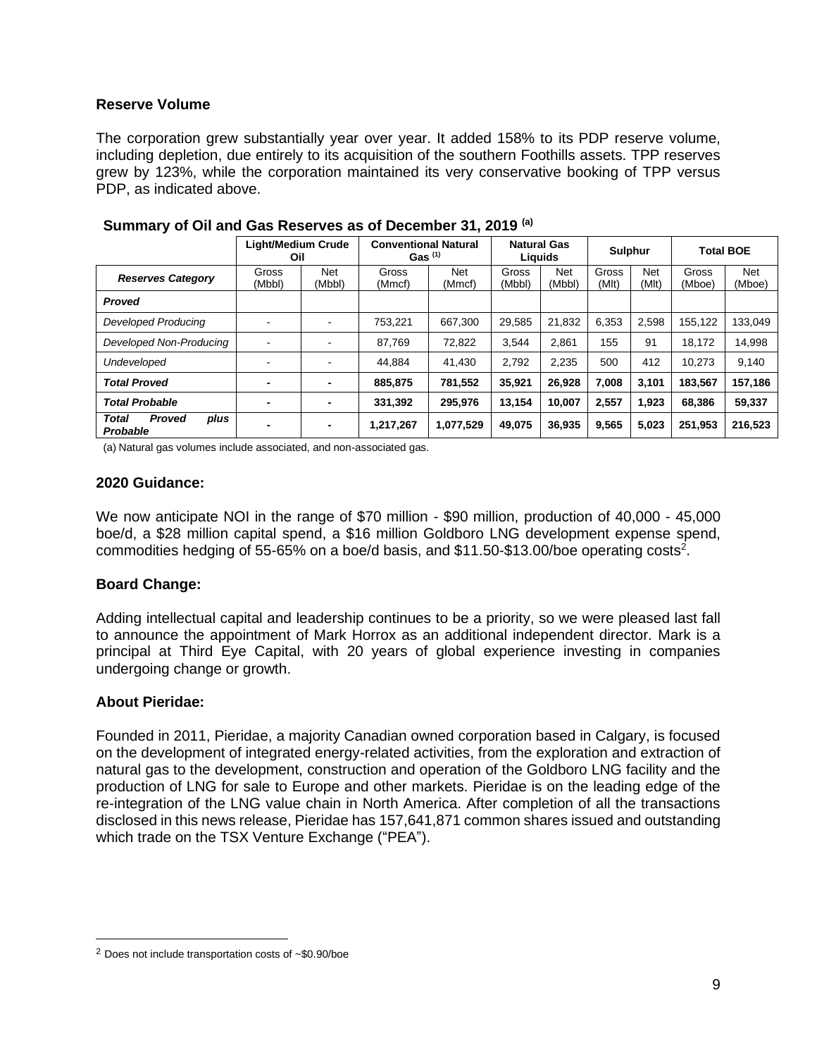## Reserve Volume

The corporation grew substantially year over year. It added 158% to its PDP reserve volume, including depletion, due entirely to its acquisition of the southern Foothills assets. TPP reserves grew by 123%, while the corporation maintained its very conservative booking of TPP versus PDP, as indicated above.

### Summary of Oil and Gas Reserves as of December 31, 2019 [(a)]

| | Light/Medium Crude Oil | | Conventional Natural Gas [(1)] | | Natural Gas Liquids | | Sulphur | | Total BOE | |
|---|---|---|---|---|---|---|---|---|---|---|
| ***Reserves Category*** | Gross (Mbbl) | Net (Mbbl) | Gross (Mmcf) | Net (Mmcf) | Gross (Mbbl) | Net (Mbbl) | Gross (Mlt) | Net (Mlt) | Gross (Mboe) | Net (Mboe) |
| ***Proved*** | | | | | | | | | | |
| *Developed Producing* | - | - | 753,221 | 667,300 | 29,585 | 21,832 | 6,353 | 2,598 | 155,122 | 133,049 |
| *Developed Non-Producing* | - | - | 87,769 | 72,822 | 3,544 | 2,861 | 155 | 91 | 18,172 | 14,998 |
| *Undeveloped* | - | - | 44,884 | 41,430 | 2,792 | 2,235 | 500 | 412 | 10,273 | 9,140 |
| ***Total Proved*** | **-** | **-** | **885,875** | **781,552** | **35,921** | **26,928** | **7,008** | **3,101** | **183,567** | **157,186** |
| ***Total Probable*** | **-** | **-** | **331,392** | **295,976** | **13,154** | **10,007** | **2,557** | **1,923** | **68,386** | **59,337** |
| ***Total Proved plus Probable*** | **-** | **-** | **1,217,267** | **1,077,529** | **49,075** | **36,935** | **9,565** | **5,023** | **251,953** | **216,523** |

(a) Natural gas volumes include associated, and non-associated gas.

## 2020 Guidance:

We now anticipate NOI in the range of $70 million - $90 million, production of 40,000 - 45,000 boe/d, a $28 million capital spend, a $16 million Goldboro LNG development expense spend, commodities hedging of 55-65% on a boe/d basis, and $11.50-$13.00/boe operating costs[2].

## Board Change:

Adding intellectual capital and leadership continues to be a priority, so we were pleased last fall to announce the appointment of Mark Horrox as an additional independent director. Mark is a principal at Third Eye Capital, with 20 years of global experience investing in companies undergoing change or growth.

## About Pieridae:

Founded in 2011, Pieridae, a majority Canadian owned corporation based in Calgary, is focused on the development of integrated energy-related activities, from the exploration and extraction of natural gas to the development, construction and operation of the Goldboro LNG facility and the production of LNG for sale to Europe and other markets. Pieridae is on the leading edge of the re-integration of the LNG value chain in North America. After completion of all the transactions disclosed in this news release, Pieridae has 157,641,871 common shares issued and outstanding which trade on the TSX Venture Exchange ("PEA").

---

[2] Does not include transportation costs of ~$0.90/boe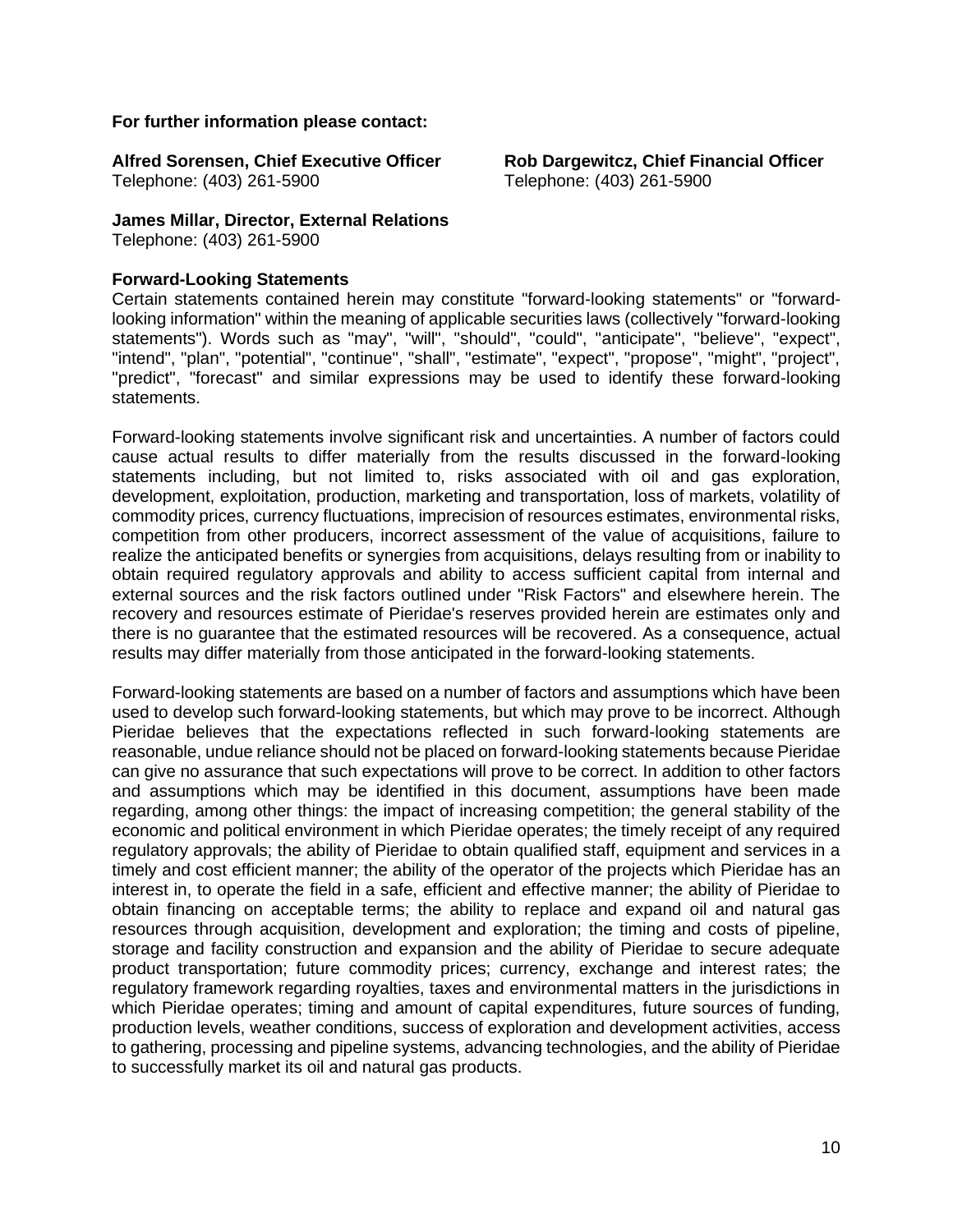**For further information please contact:**

**Alfred Sorensen, Chief Executive Officer**
Telephone: (403) 261-5900

**Rob Dargewitcz, Chief Financial Officer**
Telephone: (403) 261-5900

**James Millar, Director, External Relations**
Telephone: (403) 261-5900

**Forward-Looking Statements**

Certain statements contained herein may constitute "forward-looking statements" or "forward-looking information" within the meaning of applicable securities laws (collectively "forward-looking statements"). Words such as "may", "will", "should", "could", "anticipate", "believe", "expect", "intend", "plan", "potential", "continue", "shall", "estimate", "expect", "propose", "might", "project", "predict", "forecast" and similar expressions may be used to identify these forward-looking statements.

Forward-looking statements involve significant risk and uncertainties. A number of factors could cause actual results to differ materially from the results discussed in the forward-looking statements including, but not limited to, risks associated with oil and gas exploration, development, exploitation, production, marketing and transportation, loss of markets, volatility of commodity prices, currency fluctuations, imprecision of resources estimates, environmental risks, competition from other producers, incorrect assessment of the value of acquisitions, failure to realize the anticipated benefits or synergies from acquisitions, delays resulting from or inability to obtain required regulatory approvals and ability to access sufficient capital from internal and external sources and the risk factors outlined under "Risk Factors" and elsewhere herein. The recovery and resources estimate of Pieridae's reserves provided herein are estimates only and there is no guarantee that the estimated resources will be recovered. As a consequence, actual results may differ materially from those anticipated in the forward-looking statements.

Forward-looking statements are based on a number of factors and assumptions which have been used to develop such forward-looking statements, but which may prove to be incorrect. Although Pieridae believes that the expectations reflected in such forward-looking statements are reasonable, undue reliance should not be placed on forward-looking statements because Pieridae can give no assurance that such expectations will prove to be correct. In addition to other factors and assumptions which may be identified in this document, assumptions have been made regarding, among other things: the impact of increasing competition; the general stability of the economic and political environment in which Pieridae operates; the timely receipt of any required regulatory approvals; the ability of Pieridae to obtain qualified staff, equipment and services in a timely and cost efficient manner; the ability of the operator of the projects which Pieridae has an interest in, to operate the field in a safe, efficient and effective manner; the ability of Pieridae to obtain financing on acceptable terms; the ability to replace and expand oil and natural gas resources through acquisition, development and exploration; the timing and costs of pipeline, storage and facility construction and expansion and the ability of Pieridae to secure adequate product transportation; future commodity prices; currency, exchange and interest rates; the regulatory framework regarding royalties, taxes and environmental matters in the jurisdictions in which Pieridae operates; timing and amount of capital expenditures, future sources of funding, production levels, weather conditions, success of exploration and development activities, access to gathering, processing and pipeline systems, advancing technologies, and the ability of Pieridae to successfully market its oil and natural gas products.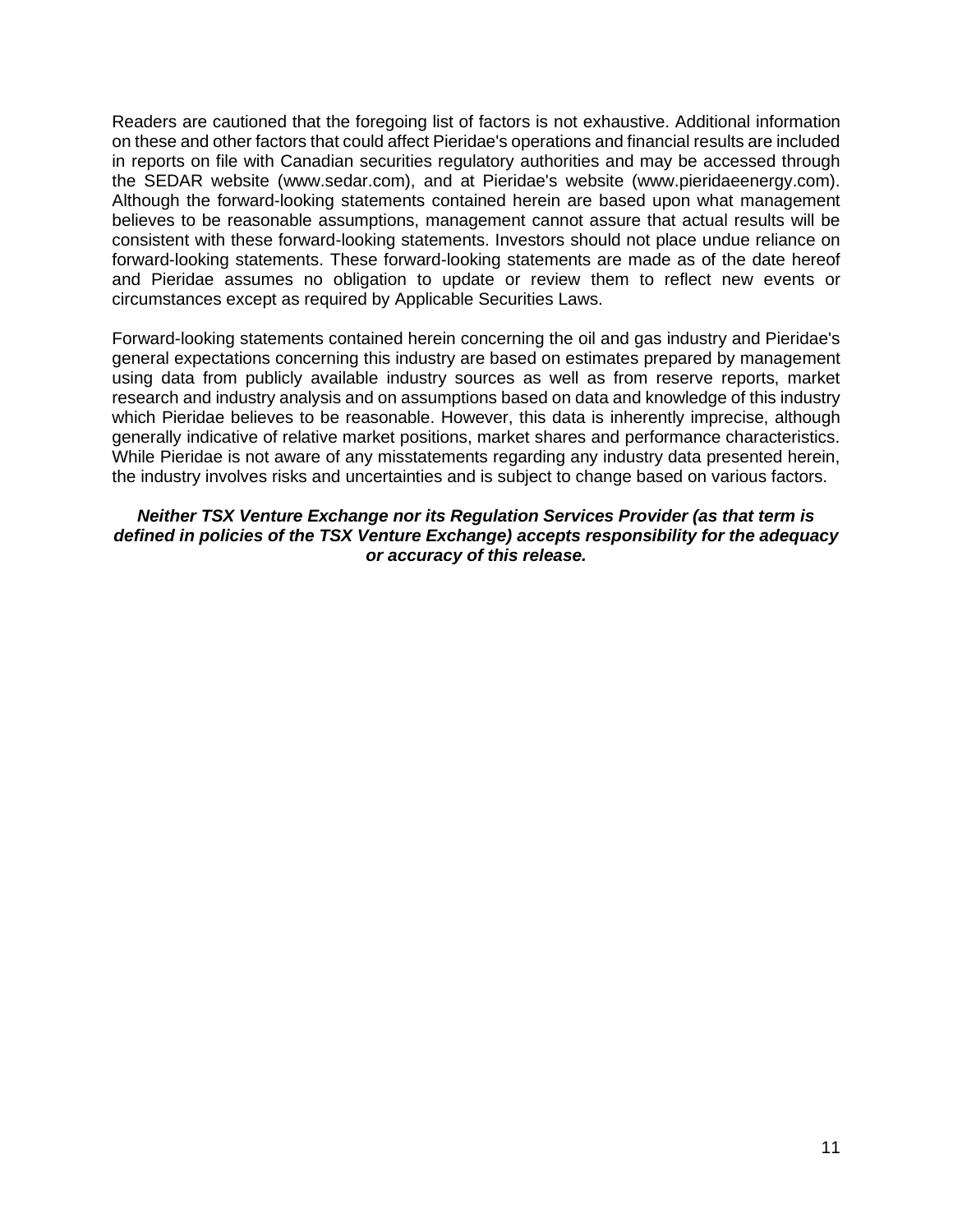Readers are cautioned that the foregoing list of factors is not exhaustive. Additional information on these and other factors that could affect Pieridae's operations and financial results are included in reports on file with Canadian securities regulatory authorities and may be accessed through the SEDAR website (www.sedar.com), and at Pieridae's website (www.pieridaeenergy.com). Although the forward-looking statements contained herein are based upon what management believes to be reasonable assumptions, management cannot assure that actual results will be consistent with these forward-looking statements. Investors should not place undue reliance on forward-looking statements. These forward-looking statements are made as of the date hereof and Pieridae assumes no obligation to update or review them to reflect new events or circumstances except as required by Applicable Securities Laws.

Forward-looking statements contained herein concerning the oil and gas industry and Pieridae's general expectations concerning this industry are based on estimates prepared by management using data from publicly available industry sources as well as from reserve reports, market research and industry analysis and on assumptions based on data and knowledge of this industry which Pieridae believes to be reasonable. However, this data is inherently imprecise, although generally indicative of relative market positions, market shares and performance characteristics. While Pieridae is not aware of any misstatements regarding any industry data presented herein, the industry involves risks and uncertainties and is subject to change based on various factors.

***Neither TSX Venture Exchange nor its Regulation Services Provider (as that term is defined in policies of the TSX Venture Exchange) accepts responsibility for the adequacy or accuracy of this release.***